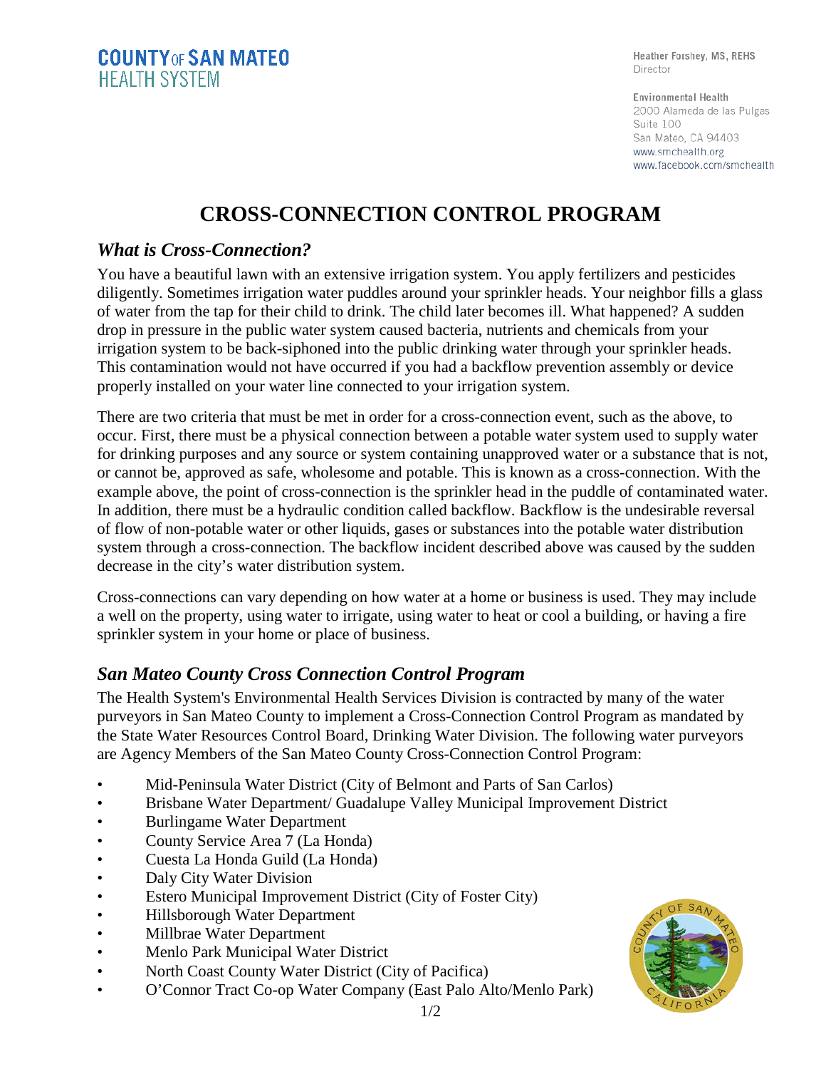COUNTY OF SAN MATEO
HEALTH SYSTEM

Heather Forshey, MS, REHS
Director

Environmental Health
2000 Alameda de las Pulgas
Suite 100
San Mateo, CA 94403
www.smchealth.org
www.facebook.com/smchealth

# CROSS-CONNECTION CONTROL PROGRAM

## *What is Cross-Connection?*

You have a beautiful lawn with an extensive irrigation system. You apply fertilizers and pesticides diligently. Sometimes irrigation water puddles around your sprinkler heads. Your neighbor fills a glass of water from the tap for their child to drink. The child later becomes ill. What happened? A sudden drop in pressure in the public water system caused bacteria, nutrients and chemicals from your irrigation system to be back-siphoned into the public drinking water through your sprinkler heads. This contamination would not have occurred if you had a backflow prevention assembly or device properly installed on your water line connected to your irrigation system.

There are two criteria that must be met in order for a cross-connection event, such as the above, to occur. First, there must be a physical connection between a potable water system used to supply water for drinking purposes and any source or system containing unapproved water or a substance that is not, or cannot be, approved as safe, wholesome and potable. This is known as a cross-connection. With the example above, the point of cross-connection is the sprinkler head in the puddle of contaminated water. In addition, there must be a hydraulic condition called backflow. Backflow is the undesirable reversal of flow of non-potable water or other liquids, gases or substances into the potable water distribution system through a cross-connection. The backflow incident described above was caused by the sudden decrease in the city's water distribution system.

Cross-connections can vary depending on how water at a home or business is used. They may include a well on the property, using water to irrigate, using water to heat or cool a building, or having a fire sprinkler system in your home or place of business.

## *San Mateo County Cross Connection Control Program*

The Health System's Environmental Health Services Division is contracted by many of the water purveyors in San Mateo County to implement a Cross-Connection Control Program as mandated by the State Water Resources Control Board, Drinking Water Division. The following water purveyors are Agency Members of the San Mateo County Cross-Connection Control Program:

- Mid-Peninsula Water District (City of Belmont and Parts of San Carlos)
- Brisbane Water Department/ Guadalupe Valley Municipal Improvement District
- Burlingame Water Department
- County Service Area 7 (La Honda)
- Cuesta La Honda Guild (La Honda)
- Daly City Water Division
- Estero Municipal Improvement District (City of Foster City)
- Hillsborough Water Department
- Millbrae Water Department
- Menlo Park Municipal Water District
- North Coast County Water District (City of Pacifica)
- O'Connor Tract Co-op Water Company (East Palo Alto/Menlo Park)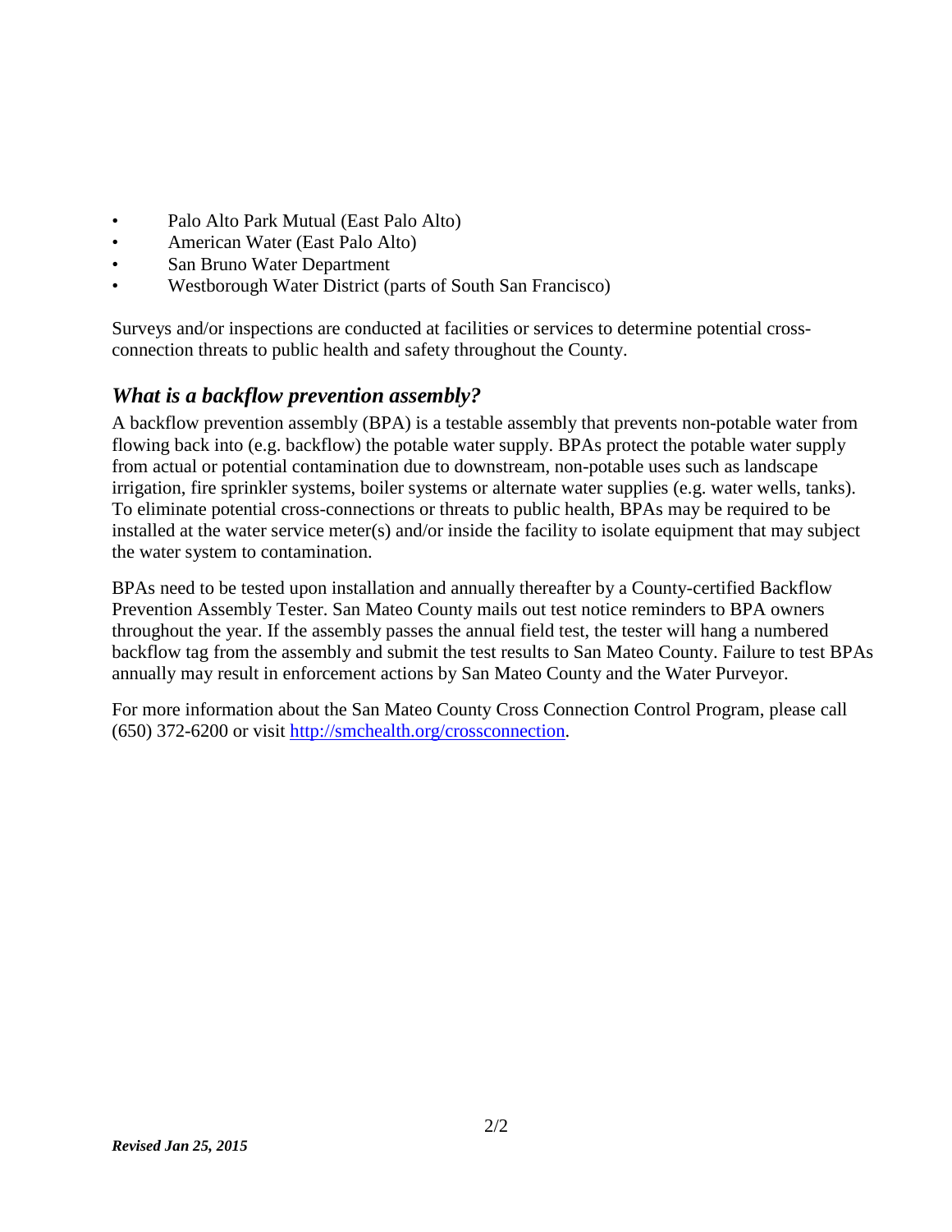- Palo Alto Park Mutual (East Palo Alto)
- American Water (East Palo Alto)
- San Bruno Water Department
- Westborough Water District (parts of South San Francisco)

Surveys and/or inspections are conducted at facilities or services to determine potential cross-connection threats to public health and safety throughout the County.

## *What is a backflow prevention assembly?*

A backflow prevention assembly (BPA) is a testable assembly that prevents non-potable water from flowing back into (e.g. backflow) the potable water supply. BPAs protect the potable water supply from actual or potential contamination due to downstream, non-potable uses such as landscape irrigation, fire sprinkler systems, boiler systems or alternate water supplies (e.g. water wells, tanks). To eliminate potential cross-connections or threats to public health, BPAs may be required to be installed at the water service meter(s) and/or inside the facility to isolate equipment that may subject the water system to contamination.

BPAs need to be tested upon installation and annually thereafter by a County-certified Backflow Prevention Assembly Tester. San Mateo County mails out test notice reminders to BPA owners throughout the year. If the assembly passes the annual field test, the tester will hang a numbered backflow tag from the assembly and submit the test results to San Mateo County. Failure to test BPAs annually may result in enforcement actions by San Mateo County and the Water Purveyor.

For more information about the San Mateo County Cross Connection Control Program, please call (650) 372-6200 or visit [http://smchealth.org/crossconnection](http://smchealth.org/crossconnection).

***Revised Jan 25, 2015***